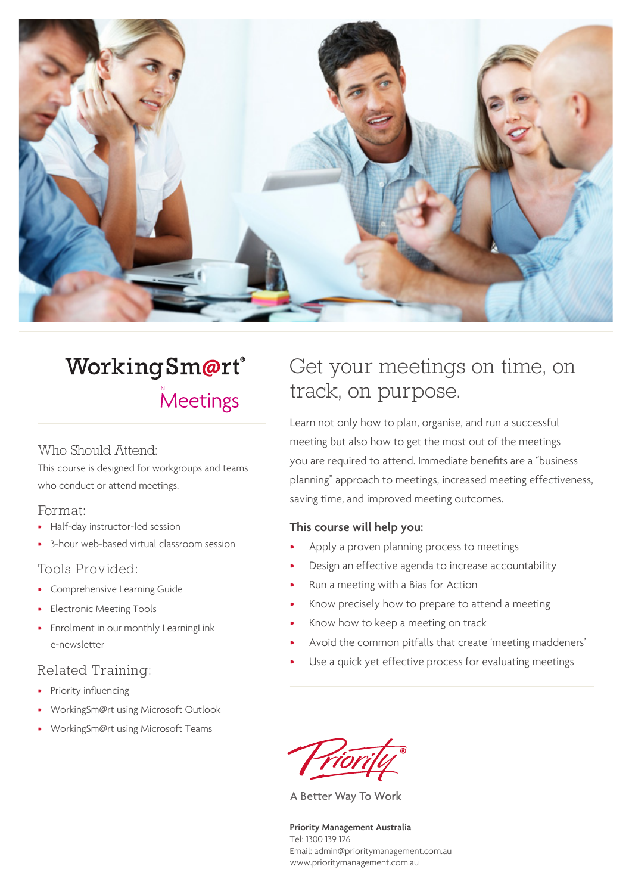# WorkingSm@rt® IN Meetings

## Get your meetings on time, on track, on purpose.

Learn not only how to plan, organise, and run a successful meeting but also how to get the most out of the meetings you are required to attend. Immediate benefits are a "business planning" approach to meetings, increased meeting effectiveness, saving time, and improved meeting outcomes.

**This course will help you:**

- Apply a proven planning process to meetings
- Design an effective agenda to increase accountability
- Run a meeting with a Bias for Action
- Know precisely how to prepare to attend a meeting
- Know how to keep a meeting on track
- Avoid the common pitfalls that create 'meeting maddeners'
- Use a quick yet effective process for evaluating meetings

### Who Should Attend:

This course is designed for workgroups and teams who conduct or attend meetings.

### Format:

- Half-day instructor-led session
- 3-hour web-based virtual classroom session

### Tools Provided:

- Comprehensive Learning Guide
- Electronic Meeting Tools
- Enrolment in our monthly LearningLink e-newsletter

### Related Training:

- Priority influencing
- WorkingSm@rt using Microsoft Outlook
- WorkingSm@rt using Microsoft Teams

Priority®

A Better Way To Work

**Priority Management Australia**
Tel: 1300 139 126
Email: admin@prioritymanagement.com.au
www.prioritymanagement.com.au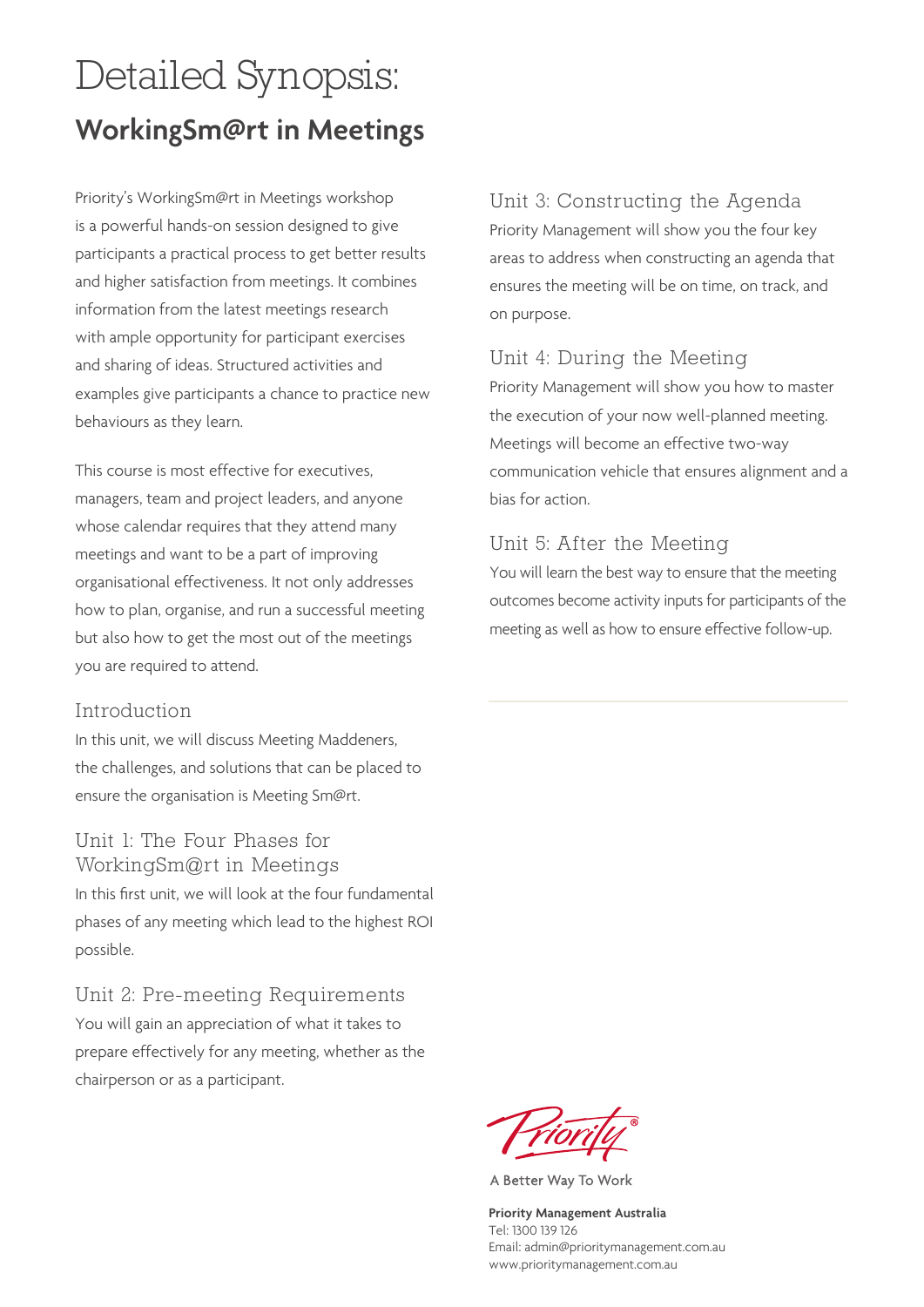# Detailed Synopsis:

## WorkingSm@rt in Meetings

Priority's WorkingSm@rt in Meetings workshop is a powerful hands-on session designed to give participants a practical process to get better results and higher satisfaction from meetings. It combines information from the latest meetings research with ample opportunity for participant exercises and sharing of ideas. Structured activities and examples give participants a chance to practice new behaviours as they learn.

This course is most effective for executives, managers, team and project leaders, and anyone whose calendar requires that they attend many meetings and want to be a part of improving organisational effectiveness. It not only addresses how to plan, organise, and run a successful meeting but also how to get the most out of the meetings you are required to attend.

### Introduction

In this unit, we will discuss Meeting Maddeners, the challenges, and solutions that can be placed to ensure the organisation is Meeting Sm@rt.

### Unit 1: The Four Phases for WorkingSm@rt in Meetings

In this first unit, we will look at the four fundamental phases of any meeting which lead to the highest ROI possible.

### Unit 2: Pre-meeting Requirements

You will gain an appreciation of what it takes to prepare effectively for any meeting, whether as the chairperson or as a participant.

### Unit 3: Constructing the Agenda

Priority Management will show you the four key areas to address when constructing an agenda that ensures the meeting will be on time, on track, and on purpose.

### Unit 4: During the Meeting

Priority Management will show you how to master the execution of your now well-planned meeting. Meetings will become an effective two-way communication vehicle that ensures alignment and a bias for action.

### Unit 5: After the Meeting

You will learn the best way to ensure that the meeting outcomes become activity inputs for participants of the meeting as well as how to ensure effective follow-up.

Priority®

A Better Way To Work

**Priority Management Australia**
Tel: 1300 139 126
Email: admin@prioritymanagement.com.au
www.prioritymanagement.com.au